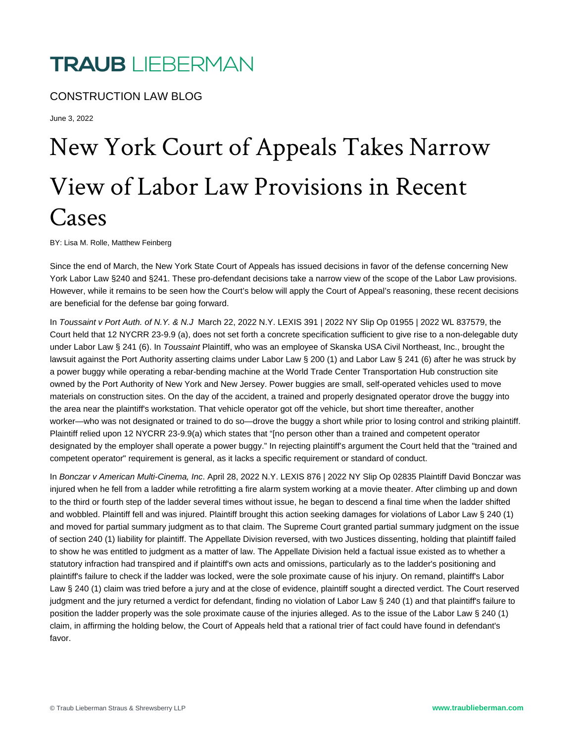# TRAUB LIEBERMAN

CONSTRUCTION LAW BLOG

June 3, 2022

# New York Court of Appeals Takes Narrow View of Labor Law Provisions in Recent Cases

BY: Lisa M. Rolle, Matthew Feinberg

Since the end of March, the New York State Court of Appeals has issued decisions in favor of the defense concerning New York Labor Law §240 and §241. These pro-defendant decisions take a narrow view of the scope of the Labor Law provisions. However, while it remains to be seen how the Court's below will apply the Court of Appeal's reasoning, these recent decisions are beneficial for the defense bar going forward.

In *Toussaint v Port Auth. of N.Y. & N.J* March 22, 2022 N.Y. LEXIS 391 | 2022 NY Slip Op 01955 | 2022 WL 837579, the Court held that 12 NYCRR 23-9.9 (a), does not set forth a concrete specification sufficient to give rise to a non-delegable duty under Labor Law § 241 (6). In *Toussaint* Plaintiff, who was an employee of Skanska USA Civil Northeast, Inc., brought the lawsuit against the Port Authority asserting claims under Labor Law § 200 (1) and Labor Law § 241 (6) after he was struck by a power buggy while operating a rebar-bending machine at the World Trade Center Transportation Hub construction site owned by the Port Authority of New York and New Jersey. Power buggies are small, self-operated vehicles used to move materials on construction sites. On the day of the accident, a trained and properly designated operator drove the buggy into the area near the plaintiff's workstation. That vehicle operator got off the vehicle, but short time thereafter, another worker—who was not designated or trained to do so—drove the buggy a short while prior to losing control and striking plaintiff. Plaintiff relied upon 12 NYCRR 23-9.9(a) which states that "[no person other than a trained and competent operator designated by the employer shall operate a power buggy." In rejecting plaintiff's argument the Court held that the "trained and competent operator" requirement is general, as it lacks a specific requirement or standard of conduct.

In *Bonczar v American Multi-Cinema, Inc*. April 28, 2022 N.Y. LEXIS 876 | 2022 NY Slip Op 02835 Plaintiff David Bonczar was injured when he fell from a ladder while retrofitting a fire alarm system working at a movie theater. After climbing up and down to the third or fourth step of the ladder several times without issue, he began to descend a final time when the ladder shifted and wobbled. Plaintiff fell and was injured. Plaintiff brought this action seeking damages for violations of Labor Law § 240 (1) and moved for partial summary judgment as to that claim. The Supreme Court granted partial summary judgment on the issue of section 240 (1) liability for plaintiff. The Appellate Division reversed, with two Justices dissenting, holding that plaintiff failed to show he was entitled to judgment as a matter of law. The Appellate Division held a factual issue existed as to whether a statutory infraction had transpired and if plaintiff's own acts and omissions, particularly as to the ladder's positioning and plaintiff's failure to check if the ladder was locked, were the sole proximate cause of his injury. On remand, plaintiff's Labor Law § 240 (1) claim was tried before a jury and at the close of evidence, plaintiff sought a directed verdict. The Court reserved judgment and the jury returned a verdict for defendant, finding no violation of Labor Law § 240 (1) and that plaintiff's failure to position the ladder properly was the sole proximate cause of the injuries alleged. As to the issue of the Labor Law § 240 (1) claim, in affirming the holding below, the Court of Appeals held that a rational trier of fact could have found in defendant's favor.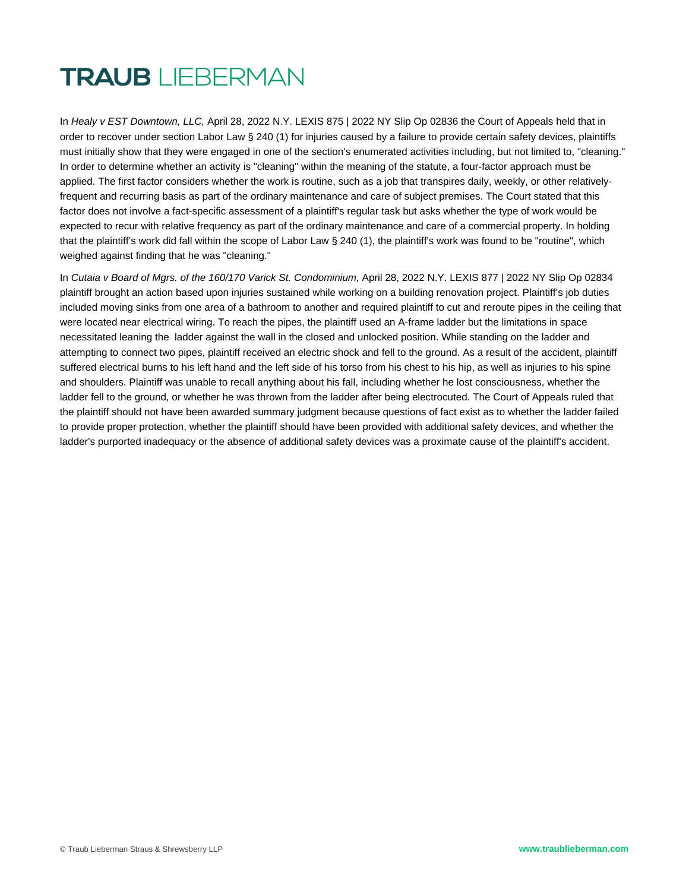In *Healy v EST Downtown, LLC,* April 28, 2022 N.Y. LEXIS 875 | 2022 NY Slip Op 02836 the Court of Appeals held that in order to recover under section Labor Law § 240 (1) for injuries caused by a failure to provide certain safety devices, plaintiffs must initially show that they were engaged in one of the section's enumerated activities including, but not limited to, "cleaning." In order to determine whether an activity is "cleaning" within the meaning of the statute, a four-factor approach must be applied. The first factor considers whether the work is routine, such as a job that transpires daily, weekly, or other relatively-frequent and recurring basis as part of the ordinary maintenance and care of subject premises. The Court stated that this factor does not involve a fact-specific assessment of a plaintiff's regular task but asks whether the type of work would be expected to recur with relative frequency as part of the ordinary maintenance and care of a commercial property. In holding that the plaintiff's work did fall within the scope of Labor Law § 240 (1), the plaintiff's work was found to be "routine", which weighed against finding that he was "cleaning."

In *Cutaia v Board of Mgrs. of the 160/170 Varick St. Condominium,* April 28, 2022 N.Y. LEXIS 877 | 2022 NY Slip Op 02834 plaintiff brought an action based upon injuries sustained while working on a building renovation project. Plaintiff's job duties included moving sinks from one area of a bathroom to another and required plaintiff to cut and reroute pipes in the ceiling that were located near electrical wiring. To reach the pipes, the plaintiff used an A-frame ladder but the limitations in space necessitated leaning the ladder against the wall in the closed and unlocked position. While standing on the ladder and attempting to connect two pipes, plaintiff received an electric shock and fell to the ground. As a result of the accident, plaintiff suffered electrical burns to his left hand and the left side of his torso from his chest to his hip, as well as injuries to his spine and shoulders. Plaintiff was unable to recall anything about his fall, including whether he lost consciousness, whether the ladder fell to the ground, or whether he was thrown from the ladder after being electrocuted. The Court of Appeals ruled that the plaintiff should not have been awarded summary judgment because questions of fact exist as to whether the ladder failed to provide proper protection, whether the plaintiff should have been provided with additional safety devices, and whether the ladder's purported inadequacy or the absence of additional safety devices was a proximate cause of the plaintiff's accident.